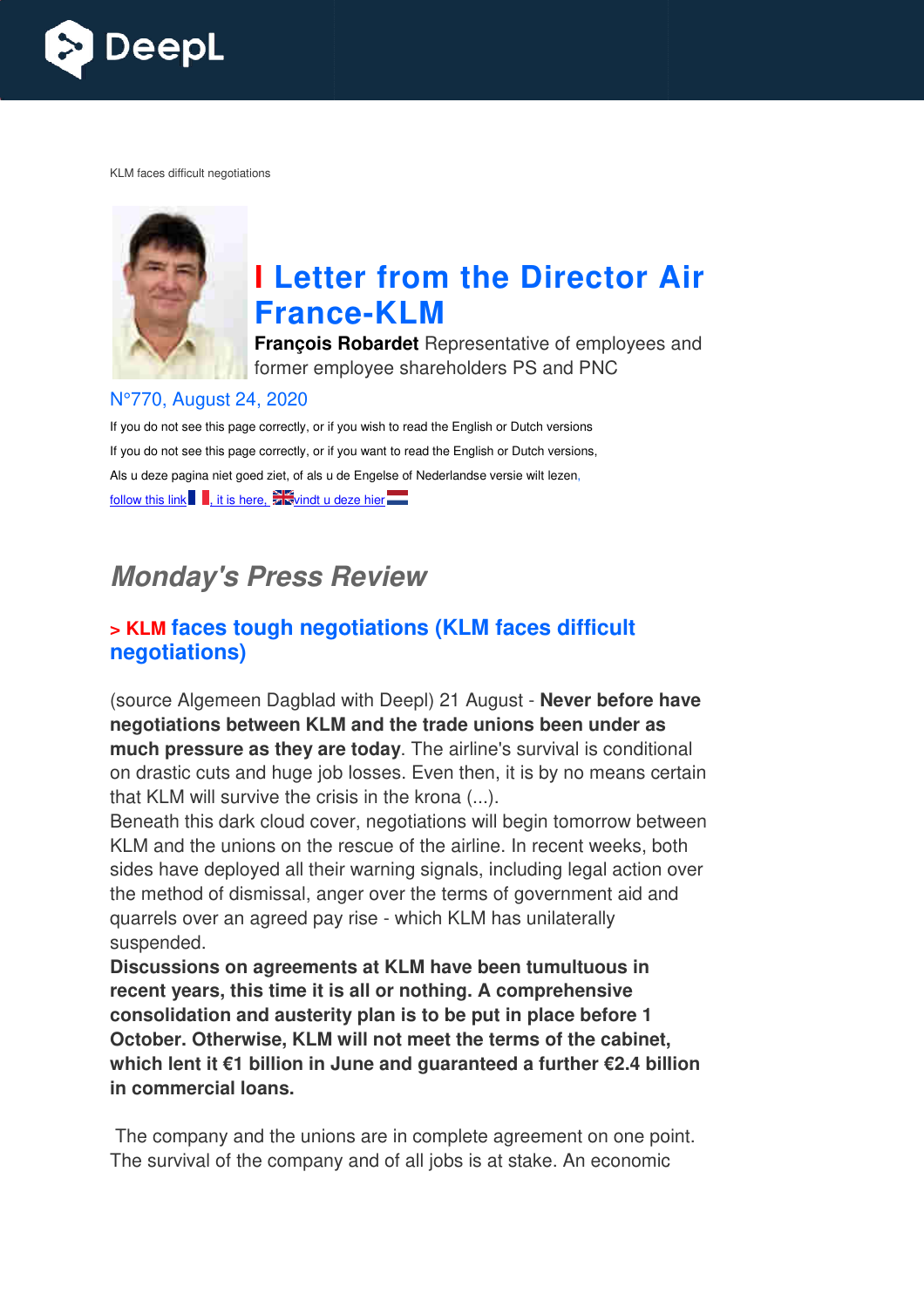KLM faces difficult negotiations

# I Letter from the Director Air France-KLM

**François Robardet** Representative of employees and former employee shareholders PS and PNC

N°770, August 24, 2020

If you do not see this page correctly, or if you wish to read the English or Dutch versions

If you do not see this page correctly, or if you want to read the English or Dutch versions,

Als u deze pagina niet goed ziet, of als u de Engelse of Nederlandse versie wilt lezen,

follow this link, it is here, vindt u deze hier

## *Monday's Press Review*

### > KLM faces tough negotiations (KLM faces difficult negotiations)

(source Algemeen Dagblad with Deepl) 21 August - **Never before have negotiations between KLM and the trade unions been under as much pressure as they are today**. The airline's survival is conditional on drastic cuts and huge job losses. Even then, it is by no means certain that KLM will survive the crisis in the krona (...).
Beneath this dark cloud cover, negotiations will begin tomorrow between KLM and the unions on the rescue of the airline. In recent weeks, both sides have deployed all their warning signals, including legal action over the method of dismissal, anger over the terms of government aid and quarrels over an agreed pay rise - which KLM has unilaterally suspended.
**Discussions on agreements at KLM have been tumultuous in recent years, this time it is all or nothing. A comprehensive consolidation and austerity plan is to be put in place before 1 October. Otherwise, KLM will not meet the terms of the cabinet, which lent it €1 billion in June and guaranteed a further €2.4 billion in commercial loans.**

The company and the unions are in complete agreement on one point. The survival of the company and of all jobs is at stake. An economic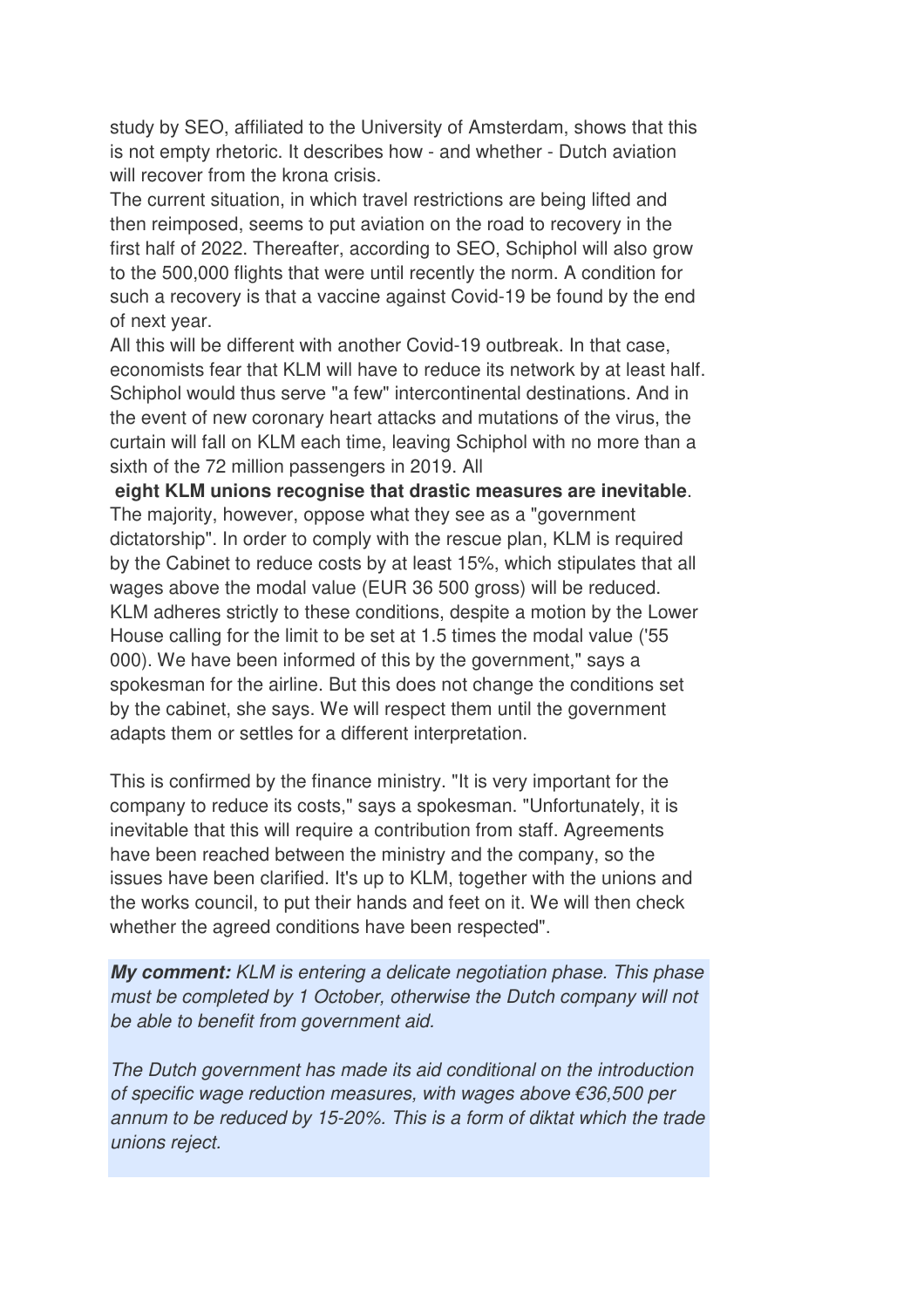study by SEO, affiliated to the University of Amsterdam, shows that this is not empty rhetoric. It describes how - and whether - Dutch aviation will recover from the krona crisis.
The current situation, in which travel restrictions are being lifted and then reimposed, seems to put aviation on the road to recovery in the first half of 2022. Thereafter, according to SEO, Schiphol will also grow to the 500,000 flights that were until recently the norm. A condition for such a recovery is that a vaccine against Covid-19 be found by the end of next year.
All this will be different with another Covid-19 outbreak. In that case, economists fear that KLM will have to reduce its network by at least half. Schiphol would thus serve "a few" intercontinental destinations. And in the event of new coronary heart attacks and mutations of the virus, the curtain will fall on KLM each time, leaving Schiphol with no more than a sixth of the 72 million passengers in 2019. All **eight KLM unions recognise that drastic measures are inevitable**. The majority, however, oppose what they see as a "government dictatorship". In order to comply with the rescue plan, KLM is required by the Cabinet to reduce costs by at least 15%, which stipulates that all wages above the modal value (EUR 36 500 gross) will be reduced. KLM adheres strictly to these conditions, despite a motion by the Lower House calling for the limit to be set at 1.5 times the modal value ('55 000). We have been informed of this by the government," says a spokesman for the airline. But this does not change the conditions set by the cabinet, she says. We will respect them until the government adapts them or settles for a different interpretation.

This is confirmed by the finance ministry. "It is very important for the company to reduce its costs," says a spokesman. "Unfortunately, it is inevitable that this will require a contribution from staff. Agreements have been reached between the ministry and the company, so the issues have been clarified. It's up to KLM, together with the unions and the works council, to put their hands and feet on it. We will then check whether the agreed conditions have been respected".

***My comment:*** *KLM is entering a delicate negotiation phase. This phase must be completed by 1 October, otherwise the Dutch company will not be able to benefit from government aid.*

*The Dutch government has made its aid conditional on the introduction of specific wage reduction measures, with wages above €36,500 per annum to be reduced by 15-20%. This is a form of diktat which the trade unions reject.*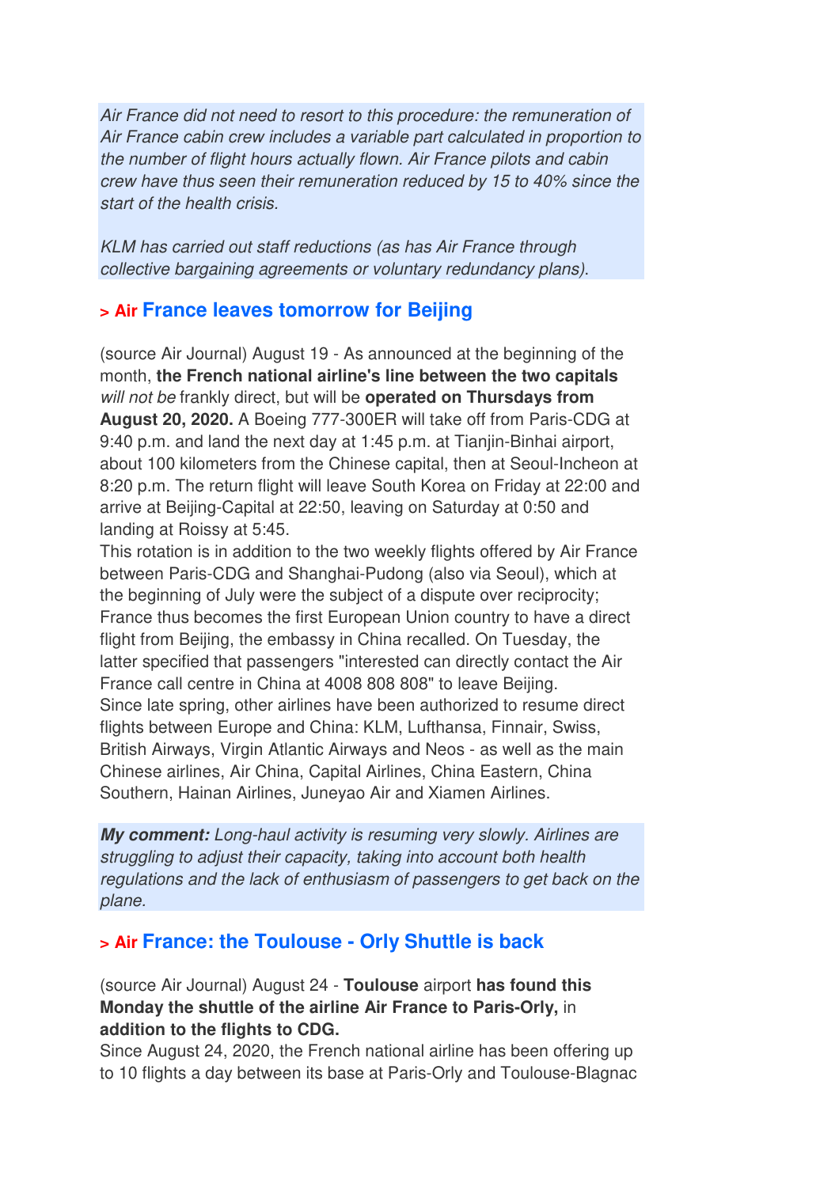*Air France did not need to resort to this procedure: the remuneration of Air France cabin crew includes a variable part calculated in proportion to the number of flight hours actually flown. Air France pilots and cabin crew have thus seen their remuneration reduced by 15 to 40% since the start of the health crisis.*

*KLM has carried out staff reductions (as has Air France through collective bargaining agreements or voluntary redundancy plans).*

## > Air France leaves tomorrow for Beijing

(source Air Journal) August 19 - As announced at the beginning of the month, **the French national airline's line between the two capitals** *will not be* frankly direct, but will be **operated on Thursdays from August 20, 2020.** A Boeing 777-300ER will take off from Paris-CDG at 9:40 p.m. and land the next day at 1:45 p.m. at Tianjin-Binhai airport, about 100 kilometers from the Chinese capital, then at Seoul-Incheon at 8:20 p.m. The return flight will leave South Korea on Friday at 22:00 and arrive at Beijing-Capital at 22:50, leaving on Saturday at 0:50 and landing at Roissy at 5:45.
This rotation is in addition to the two weekly flights offered by Air France between Paris-CDG and Shanghai-Pudong (also via Seoul), which at the beginning of July were the subject of a dispute over reciprocity; France thus becomes the first European Union country to have a direct flight from Beijing, the embassy in China recalled. On Tuesday, the latter specified that passengers "interested can directly contact the Air France call centre in China at 4008 808 808" to leave Beijing.
Since late spring, other airlines have been authorized to resume direct flights between Europe and China: KLM, Lufthansa, Finnair, Swiss, British Airways, Virgin Atlantic Airways and Neos - as well as the main Chinese airlines, Air China, Capital Airlines, China Eastern, China Southern, Hainan Airlines, Juneyao Air and Xiamen Airlines.

***My comment:*** *Long-haul activity is resuming very slowly. Airlines are struggling to adjust their capacity, taking into account both health regulations and the lack of enthusiasm of passengers to get back on the plane.*

## > Air France: the Toulouse - Orly Shuttle is back

(source Air Journal) August 24 - **Toulouse** airport **has found this Monday the shuttle of the airline Air France to Paris-Orly,** in **addition to the flights to CDG.**
Since August 24, 2020, the French national airline has been offering up to 10 flights a day between its base at Paris-Orly and Toulouse-Blagnac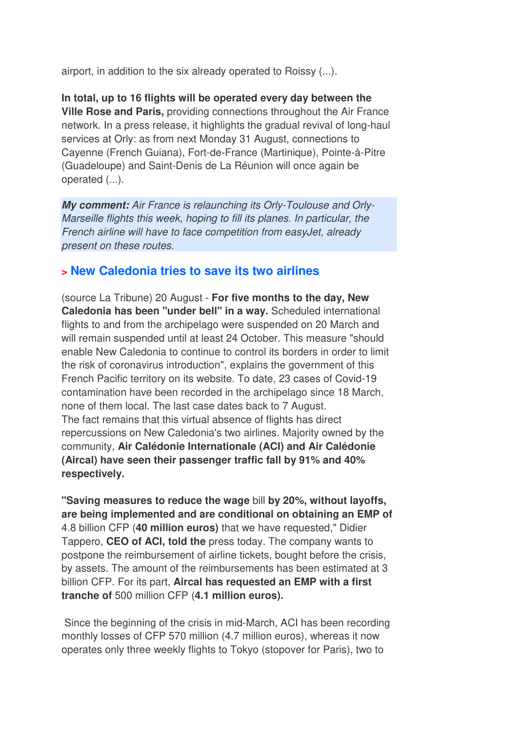airport, in addition to the six already operated to Roissy (...).

**In total, up to 16 flights will be operated every day between the Ville Rose and Paris,** providing connections throughout the Air France network. In a press release, it highlights the gradual revival of long-haul services at Orly: as from next Monday 31 August, connections to Cayenne (French Guiana), Fort-de-France (Martinique), Pointe-à-Pitre (Guadeloupe) and Saint-Denis de La Réunion will once again be operated (...).

***My comment:*** *Air France is relaunching its Orly-Toulouse and Orly-Marseille flights this week, hoping to fill its planes. In particular, the French airline will have to face competition from easyJet, already present on these routes.*

## > New Caledonia tries to save its two airlines

(source La Tribune) 20 August - **For five months to the day, New Caledonia has been "under bell" in a way.** Scheduled international flights to and from the archipelago were suspended on 20 March and will remain suspended until at least 24 October. This measure "should enable New Caledonia to continue to control its borders in order to limit the risk of coronavirus introduction", explains the government of this French Pacific territory on its website. To date, 23 cases of Covid-19 contamination have been recorded in the archipelago since 18 March, none of them local. The last case dates back to 7 August.
The fact remains that this virtual absence of flights has direct repercussions on New Caledonia's two airlines. Majority owned by the community, **Air Calédonie Internationale (ACI) and Air Calédonie (Aircal) have seen their passenger traffic fall by 91% and 40% respectively.**

**"Saving measures to reduce the wage** bill **by 20%, without layoffs, are being implemented and are conditional on obtaining an EMP of** 4.8 billion CFP (**40 million euros)** that we have requested," Didier Tappero, **CEO of ACI, told the** press today. The company wants to postpone the reimbursement of airline tickets, bought before the crisis, by assets. The amount of the reimbursements has been estimated at 3 billion CFP. For its part, **Aircal has requested an EMP with a first tranche of** 500 million CFP (**4.1 million euros).**

Since the beginning of the crisis in mid-March, ACI has been recording monthly losses of CFP 570 million (4.7 million euros), whereas it now operates only three weekly flights to Tokyo (stopover for Paris), two to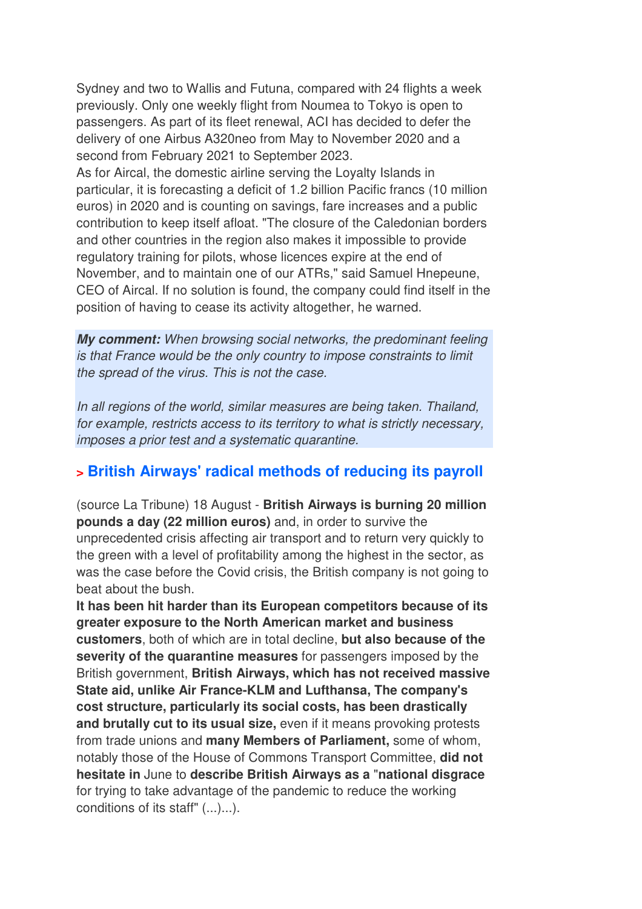Sydney and two to Wallis and Futuna, compared with 24 flights a week previously. Only one weekly flight from Noumea to Tokyo is open to passengers. As part of its fleet renewal, ACI has decided to defer the delivery of one Airbus A320neo from May to November 2020 and a second from February 2021 to September 2023.
As for Aircal, the domestic airline serving the Loyalty Islands in particular, it is forecasting a deficit of 1.2 billion Pacific francs (10 million euros) in 2020 and is counting on savings, fare increases and a public contribution to keep itself afloat. "The closure of the Caledonian borders and other countries in the region also makes it impossible to provide regulatory training for pilots, whose licences expire at the end of November, and to maintain one of our ATRs," said Samuel Hnepeune, CEO of Aircal. If no solution is found, the company could find itself in the position of having to cease its activity altogether, he warned.

***My comment:*** *When browsing social networks, the predominant feeling is that France would be the only country to impose constraints to limit the spread of the virus. This is not the case.*

*In all regions of the world, similar measures are being taken. Thailand, for example, restricts access to its territory to what is strictly necessary, imposes a prior test and a systematic quarantine.*

## > British Airways' radical methods of reducing its payroll

(source La Tribune) 18 August - **British Airways is burning 20 million pounds a day (22 million euros)** and, in order to survive the unprecedented crisis affecting air transport and to return very quickly to the green with a level of profitability among the highest in the sector, as was the case before the Covid crisis, the British company is not going to beat about the bush.
**It has been hit harder than its European competitors because of its greater exposure to the North American market and business customers**, both of which are in total decline, **but also because of the severity of the quarantine measures** for passengers imposed by the British government, **British Airways, which has not received massive State aid, unlike Air France-KLM and Lufthansa, The company's cost structure, particularly its social costs, has been drastically and brutally cut to its usual size,** even if it means provoking protests from trade unions and **many Members of Parliament,** some of whom, notably those of the House of Commons Transport Committee, **did not hesitate in** June to **describe British Airways as a "national disgrace** for trying to take advantage of the pandemic to reduce the working conditions of its staff" (...)...).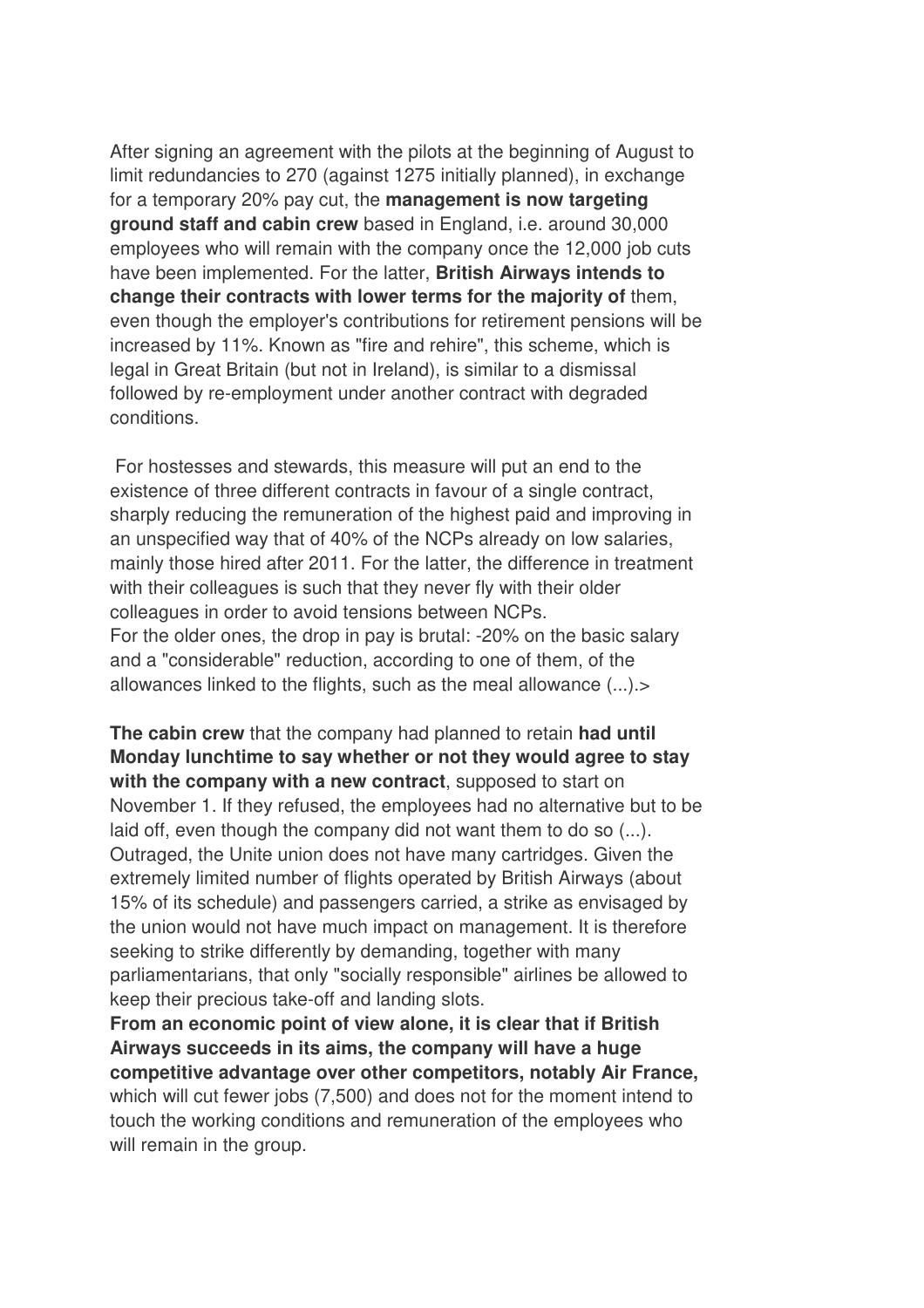After signing an agreement with the pilots at the beginning of August to limit redundancies to 270 (against 1275 initially planned), in exchange for a temporary 20% pay cut, the **management is now targeting ground staff and cabin crew** based in England, i.e. around 30,000 employees who will remain with the company once the 12,000 job cuts have been implemented. For the latter, **British Airways intends to change their contracts with lower terms for the majority of** them, even though the employer's contributions for retirement pensions will be increased by 11%. Known as "fire and rehire", this scheme, which is legal in Great Britain (but not in Ireland), is similar to a dismissal followed by re-employment under another contract with degraded conditions.

For hostesses and stewards, this measure will put an end to the existence of three different contracts in favour of a single contract, sharply reducing the remuneration of the highest paid and improving in an unspecified way that of 40% of the NCPs already on low salaries, mainly those hired after 2011. For the latter, the difference in treatment with their colleagues is such that they never fly with their older colleagues in order to avoid tensions between NCPs.
For the older ones, the drop in pay is brutal: -20% on the basic salary and a "considerable" reduction, according to one of them, of the allowances linked to the flights, such as the meal allowance (...).>

**The cabin crew** that the company had planned to retain **had until Monday lunchtime to say whether or not they would agree to stay with the company with a new contract**, supposed to start on November 1. If they refused, the employees had no alternative but to be laid off, even though the company did not want them to do so (...). Outraged, the Unite union does not have many cartridges. Given the extremely limited number of flights operated by British Airways (about 15% of its schedule) and passengers carried, a strike as envisaged by the union would not have much impact on management. It is therefore seeking to strike differently by demanding, together with many parliamentarians, that only "socially responsible" airlines be allowed to keep their precious take-off and landing slots.
**From an economic point of view alone, it is clear that if British Airways succeeds in its aims, the company will have a huge competitive advantage over other competitors, notably Air France,** which will cut fewer jobs (7,500) and does not for the moment intend to touch the working conditions and remuneration of the employees who will remain in the group.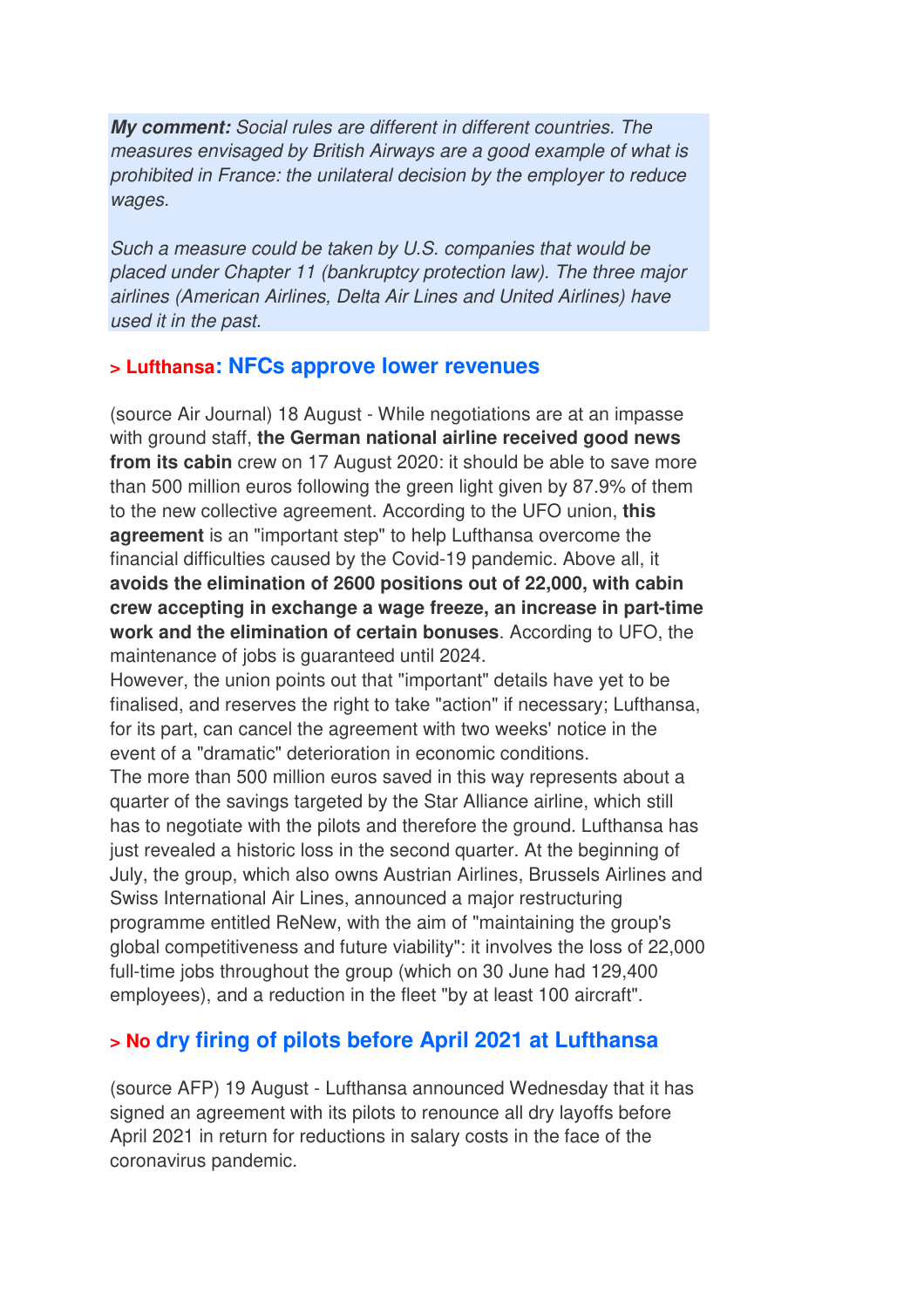***My comment:** Social rules are different in different countries. The measures envisaged by British Airways are a good example of what is prohibited in France: the unilateral decision by the employer to reduce wages.*

*Such a measure could be taken by U.S. companies that would be placed under Chapter 11 (bankruptcy protection law). The three major airlines (American Airlines, Delta Air Lines and United Airlines) have used it in the past.*

## > Lufthansa: NFCs approve lower revenues

(source Air Journal) 18 August - While negotiations are at an impasse with ground staff, **the German national airline received good news from its cabin** crew on 17 August 2020: it should be able to save more than 500 million euros following the green light given by 87.9% of them to the new collective agreement. According to the UFO union, **this agreement** is an "important step" to help Lufthansa overcome the financial difficulties caused by the Covid-19 pandemic. Above all, it **avoids the elimination of 2600 positions out of 22,000, with cabin crew accepting in exchange a wage freeze, an increase in part-time work and the elimination of certain bonuses**. According to UFO, the maintenance of jobs is guaranteed until 2024.
However, the union points out that "important" details have yet to be finalised, and reserves the right to take "action" if necessary; Lufthansa, for its part, can cancel the agreement with two weeks' notice in the event of a "dramatic" deterioration in economic conditions.
The more than 500 million euros saved in this way represents about a quarter of the savings targeted by the Star Alliance airline, which still has to negotiate with the pilots and therefore the ground. Lufthansa has just revealed a historic loss in the second quarter. At the beginning of July, the group, which also owns Austrian Airlines, Brussels Airlines and Swiss International Air Lines, announced a major restructuring programme entitled ReNew, with the aim of "maintaining the group's global competitiveness and future viability": it involves the loss of 22,000 full-time jobs throughout the group (which on 30 June had 129,400 employees), and a reduction in the fleet "by at least 100 aircraft".

## > No dry firing of pilots before April 2021 at Lufthansa

(source AFP) 19 August - Lufthansa announced Wednesday that it has signed an agreement with its pilots to renounce all dry layoffs before April 2021 in return for reductions in salary costs in the face of the coronavirus pandemic.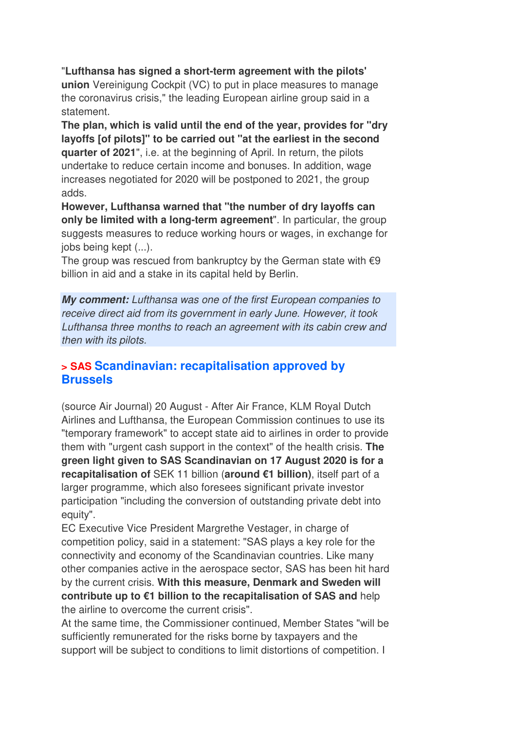"**Lufthansa has signed a short-term agreement with the pilots' union** Vereinigung Cockpit (VC) to put in place measures to manage the coronavirus crisis," the leading European airline group said in a statement.

**The plan, which is valid until the end of the year, provides for "dry layoffs [of pilots]" to be carried out "at the earliest in the second quarter of 2021**", i.e. at the beginning of April. In return, the pilots undertake to reduce certain income and bonuses. In addition, wage increases negotiated for 2020 will be postponed to 2021, the group adds.

**However, Lufthansa warned that "the number of dry layoffs can only be limited with a long-term agreement**". In particular, the group suggests measures to reduce working hours or wages, in exchange for jobs being kept (...).

The group was rescued from bankruptcy by the German state with €9 billion in aid and a stake in its capital held by Berlin.

***My comment:*** *Lufthansa was one of the first European companies to receive direct aid from its government in early June. However, it took Lufthansa three months to reach an agreement with its cabin crew and then with its pilots.*

## > SAS Scandinavian: recapitalisation approved by Brussels

(source Air Journal) 20 August - After Air France, KLM Royal Dutch Airlines and Lufthansa, the European Commission continues to use its "temporary framework" to accept state aid to airlines in order to provide them with "urgent cash support in the context" of the health crisis. **The green light given to SAS Scandinavian on 17 August 2020 is for a recapitalisation of** SEK 11 billion (**around €1 billion)**, itself part of a larger programme, which also foresees significant private investor participation "including the conversion of outstanding private debt into equity".

EC Executive Vice President Margrethe Vestager, in charge of competition policy, said in a statement: "SAS plays a key role for the connectivity and economy of the Scandinavian countries. Like many other companies active in the aerospace sector, SAS has been hit hard by the current crisis. **With this measure, Denmark and Sweden will contribute up to €1 billion to the recapitalisation of SAS and** help the airline to overcome the current crisis".

At the same time, the Commissioner continued, Member States "will be sufficiently remunerated for the risks borne by taxpayers and the support will be subject to conditions to limit distortions of competition. I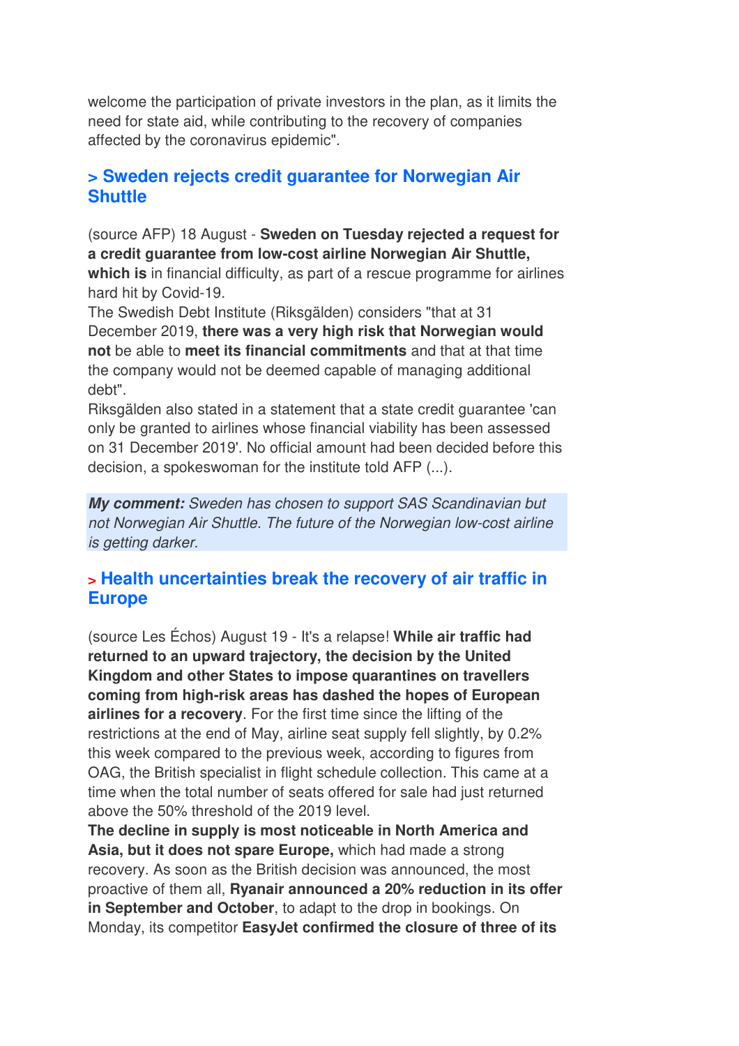welcome the participation of private investors in the plan, as it limits the need for state aid, while contributing to the recovery of companies affected by the coronavirus epidemic".

## > Sweden rejects credit guarantee for Norwegian Air Shuttle

(source AFP) 18 August - **Sweden on Tuesday rejected a request for a credit guarantee from low-cost airline Norwegian Air Shuttle, which is** in financial difficulty, as part of a rescue programme for airlines hard hit by Covid-19.
The Swedish Debt Institute (Riksgälden) considers "that at 31 December 2019, **there was a very high risk that Norwegian would not** be able to **meet its financial commitments** and that at that time the company would not be deemed capable of managing additional debt".
Riksgälden also stated in a statement that a state credit guarantee 'can only be granted to airlines whose financial viability has been assessed on 31 December 2019'. No official amount had been decided before this decision, a spokeswoman for the institute told AFP (...).

***My comment:*** *Sweden has chosen to support SAS Scandinavian but not Norwegian Air Shuttle. The future of the Norwegian low-cost airline is getting darker.*

## > Health uncertainties break the recovery of air traffic in Europe

(source Les Échos) August 19 - It's a relapse! **While air traffic had returned to an upward trajectory, the decision by the United Kingdom and other States to impose quarantines on travellers coming from high-risk areas has dashed the hopes of European airlines for a recovery**. For the first time since the lifting of the restrictions at the end of May, airline seat supply fell slightly, by 0.2% this week compared to the previous week, according to figures from OAG, the British specialist in flight schedule collection. This came at a time when the total number of seats offered for sale had just returned above the 50% threshold of the 2019 level.
**The decline in supply is most noticeable in North America and Asia, but it does not spare Europe,** which had made a strong recovery. As soon as the British decision was announced, the most proactive of them all, **Ryanair announced a 20% reduction in its offer in September and October**, to adapt to the drop in bookings. On Monday, its competitor **EasyJet confirmed the closure of three of its**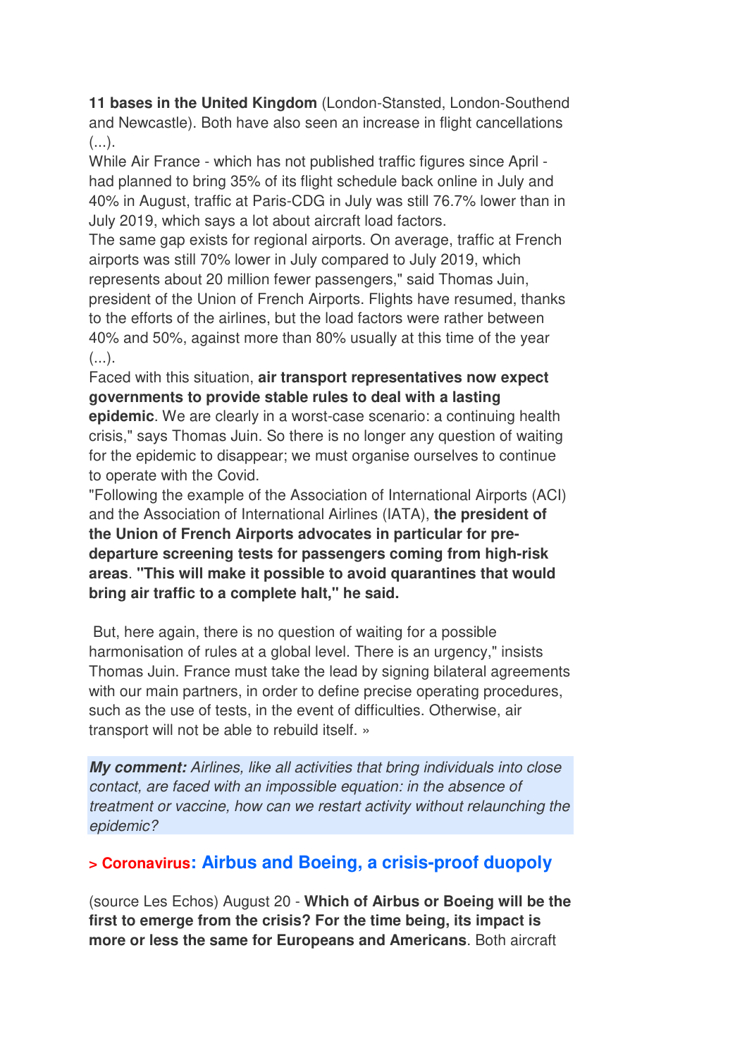**11 bases in the United Kingdom** (London-Stansted, London-Southend and Newcastle). Both have also seen an increase in flight cancellations (...).

While Air France - which has not published traffic figures since April - had planned to bring 35% of its flight schedule back online in July and 40% in August, traffic at Paris-CDG in July was still 76.7% lower than in July 2019, which says a lot about aircraft load factors.

The same gap exists for regional airports. On average, traffic at French airports was still 70% lower in July compared to July 2019, which represents about 20 million fewer passengers," said Thomas Juin, president of the Union of French Airports. Flights have resumed, thanks to the efforts of the airlines, but the load factors were rather between 40% and 50%, against more than 80% usually at this time of the year (...).

Faced with this situation, **air transport representatives now expect governments to provide stable rules to deal with a lasting epidemic**. We are clearly in a worst-case scenario: a continuing health crisis," says Thomas Juin. So there is no longer any question of waiting for the epidemic to disappear; we must organise ourselves to continue to operate with the Covid.

"Following the example of the Association of International Airports (ACI) and the Association of International Airlines (IATA), **the president of the Union of French Airports advocates in particular for pre-departure screening tests for passengers coming from high-risk areas**. **"This will make it possible to avoid quarantines that would bring air traffic to a complete halt," he said.**

But, here again, there is no question of waiting for a possible harmonisation of rules at a global level. There is an urgency," insists Thomas Juin. France must take the lead by signing bilateral agreements with our main partners, in order to define precise operating procedures, such as the use of tests, in the event of difficulties. Otherwise, air transport will not be able to rebuild itself. »

***My comment:*** *Airlines, like all activities that bring individuals into close contact, are faced with an impossible equation: in the absence of treatment or vaccine, how can we restart activity without relaunching the epidemic?*

## > Coronavirus: Airbus and Boeing, a crisis-proof duopoly

(source Les Echos) August 20 - **Which of Airbus or Boeing will be the first to emerge from the crisis? For the time being, its impact is more or less the same for Europeans and Americans**. Both aircraft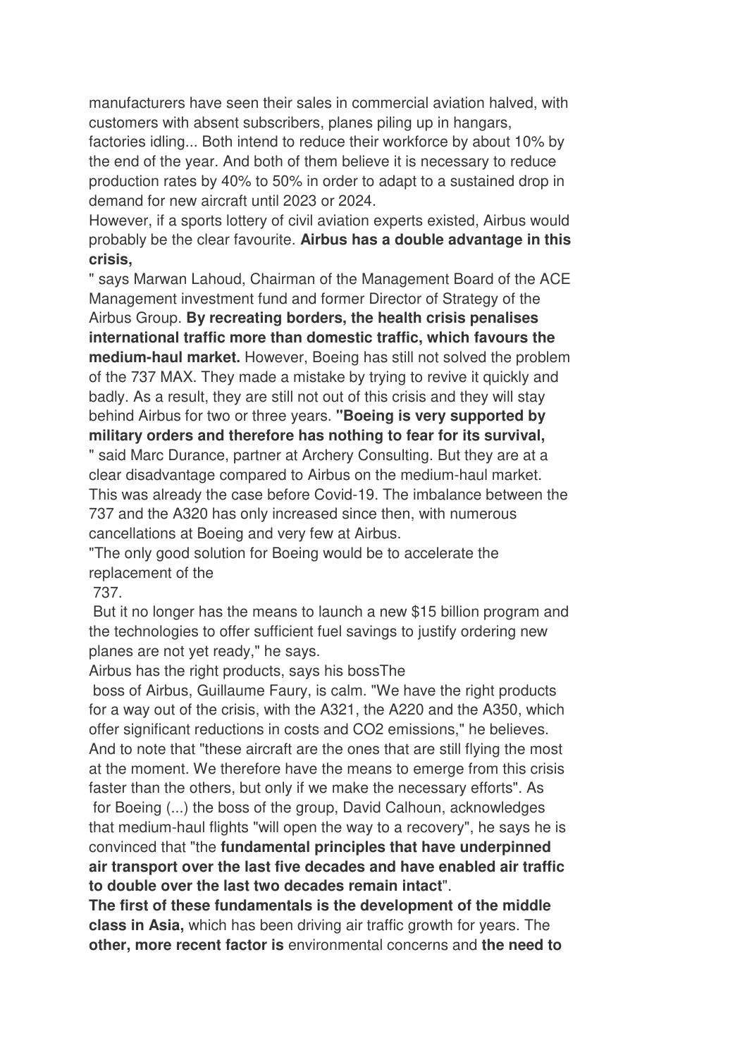manufacturers have seen their sales in commercial aviation halved, with customers with absent subscribers, planes piling up in hangars, factories idling... Both intend to reduce their workforce by about 10% by the end of the year. And both of them believe it is necessary to reduce production rates by 40% to 50% in order to adapt to a sustained drop in demand for new aircraft until 2023 or 2024.

However, if a sports lottery of civil aviation experts existed, Airbus would probably be the clear favourite. **Airbus has a double advantage in this crisis,**

" says Marwan Lahoud, Chairman of the Management Board of the ACE Management investment fund and former Director of Strategy of the Airbus Group. **By recreating borders, the health crisis penalises international traffic more than domestic traffic, which favours the medium-haul market.** However, Boeing has still not solved the problem of the 737 MAX. They made a mistake by trying to revive it quickly and badly. As a result, they are still not out of this crisis and they will stay behind Airbus for two or three years. **"Boeing is very supported by military orders and therefore has nothing to fear for its survival,**

" said Marc Durance, partner at Archery Consulting. But they are at a clear disadvantage compared to Airbus on the medium-haul market. This was already the case before Covid-19. The imbalance between the 737 and the A320 has only increased since then, with numerous cancellations at Boeing and very few at Airbus.

"The only good solution for Boeing would be to accelerate the replacement of the 737.

But it no longer has the means to launch a new $15 billion program and the technologies to offer sufficient fuel savings to justify ordering new planes are not yet ready," he says.

Airbus has the right products, says his bossThe

boss of Airbus, Guillaume Faury, is calm. "We have the right products for a way out of the crisis, with the A321, the A220 and the A350, which offer significant reductions in costs and $CO_2$ emissions," he believes. And to note that "these aircraft are the ones that are still flying the most at the moment. We therefore have the means to emerge from this crisis faster than the others, but only if we make the necessary efforts". As for Boeing (...) the boss of the group, David Calhoun, acknowledges that medium-haul flights "will open the way to a recovery", he says he is convinced that "the **fundamental principles that have underpinned air transport over the last five decades and have enabled air traffic to double over the last two decades remain intact**".

**The first of these fundamentals is the development of the middle class in Asia,** which has been driving air traffic growth for years. The **other, more recent factor is** environmental concerns and **the need to**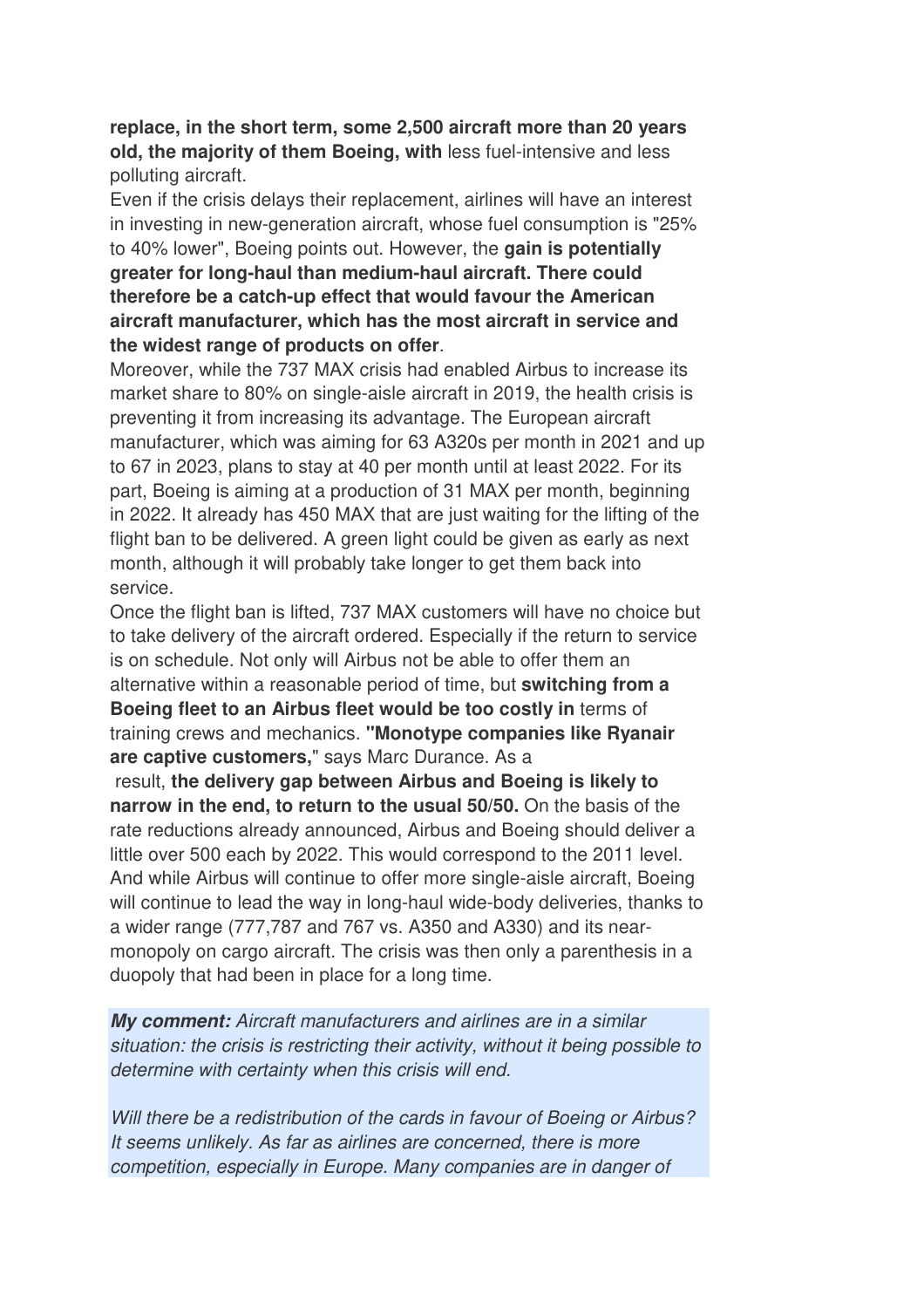**replace, in the short term, some 2,500 aircraft more than 20 years old, the majority of them Boeing, with** less fuel-intensive and less polluting aircraft.
Even if the crisis delays their replacement, airlines will have an interest in investing in new-generation aircraft, whose fuel consumption is "25% to 40% lower", Boeing points out. However, the **gain is potentially greater for long-haul than medium-haul aircraft. There could therefore be a catch-up effect that would favour the American aircraft manufacturer, which has the most aircraft in service and the widest range of products on offer**.
Moreover, while the 737 MAX crisis had enabled Airbus to increase its market share to 80% on single-aisle aircraft in 2019, the health crisis is preventing it from increasing its advantage. The European aircraft manufacturer, which was aiming for 63 A320s per month in 2021 and up to 67 in 2023, plans to stay at 40 per month until at least 2022. For its part, Boeing is aiming at a production of 31 MAX per month, beginning in 2022. It already has 450 MAX that are just waiting for the lifting of the flight ban to be delivered. A green light could be given as early as next month, although it will probably take longer to get them back into service.
Once the flight ban is lifted, 737 MAX customers will have no choice but to take delivery of the aircraft ordered. Especially if the return to service is on schedule. Not only will Airbus not be able to offer them an alternative within a reasonable period of time, but **switching from a Boeing fleet to an Airbus fleet would be too costly in** terms of training crews and mechanics. **"Monotype companies like Ryanair are captive customers,**" says Marc Durance. As a result, **the delivery gap between Airbus and Boeing is likely to narrow in the end, to return to the usual 50/50.** On the basis of the rate reductions already announced, Airbus and Boeing should deliver a little over 500 each by 2022. This would correspond to the 2011 level. And while Airbus will continue to offer more single-aisle aircraft, Boeing will continue to lead the way in long-haul wide-body deliveries, thanks to a wider range (777,787 and 767 vs. A350 and A330) and its near-monopoly on cargo aircraft. The crisis was then only a parenthesis in a duopoly that had been in place for a long time.

***My comment:*** *Aircraft manufacturers and airlines are in a similar situation: the crisis is restricting their activity, without it being possible to determine with certainty when this crisis will end.*

*Will there be a redistribution of the cards in favour of Boeing or Airbus? It seems unlikely. As far as airlines are concerned, there is more competition, especially in Europe. Many companies are in danger of*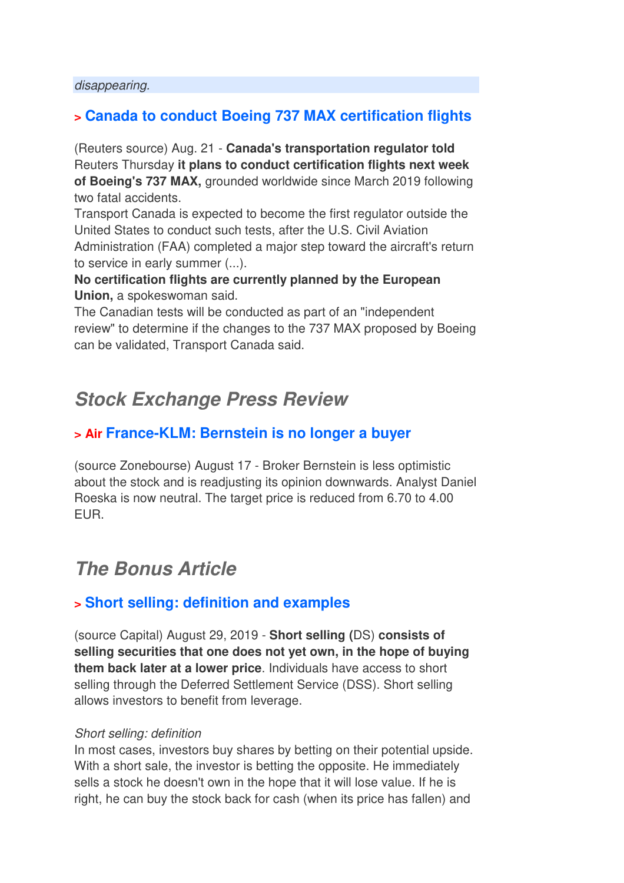*disappearing.*

### > Canada to conduct Boeing 737 MAX certification flights

(Reuters source) Aug. 21 - **Canada's transportation regulator told** Reuters Thursday **it plans to conduct certification flights next week of Boeing's 737 MAX,** grounded worldwide since March 2019 following two fatal accidents.
Transport Canada is expected to become the first regulator outside the United States to conduct such tests, after the U.S. Civil Aviation Administration (FAA) completed a major step toward the aircraft's return to service in early summer (...).
**No certification flights are currently planned by the European Union,** a spokeswoman said.
The Canadian tests will be conducted as part of an "independent review" to determine if the changes to the 737 MAX proposed by Boeing can be validated, Transport Canada said.

## *Stock Exchange Press Review*

### > Air France-KLM: Bernstein is no longer a buyer

(source Zonebourse) August 17 - Broker Bernstein is less optimistic about the stock and is readjusting its opinion downwards. Analyst Daniel Roeska is now neutral. The target price is reduced from 6.70 to 4.00 EUR.

## *The Bonus Article*

### > Short selling: definition and examples

(source Capital) August 29, 2019 - **Short selling (**DS) **consists of selling securities that one does not yet own, in the hope of buying them back later at a lower price**. Individuals have access to short selling through the Deferred Settlement Service (DSS). Short selling allows investors to benefit from leverage.

*Short selling: definition*
In most cases, investors buy shares by betting on their potential upside. With a short sale, the investor is betting the opposite. He immediately sells a stock he doesn't own in the hope that it will lose value. If he is right, he can buy the stock back for cash (when its price has fallen) and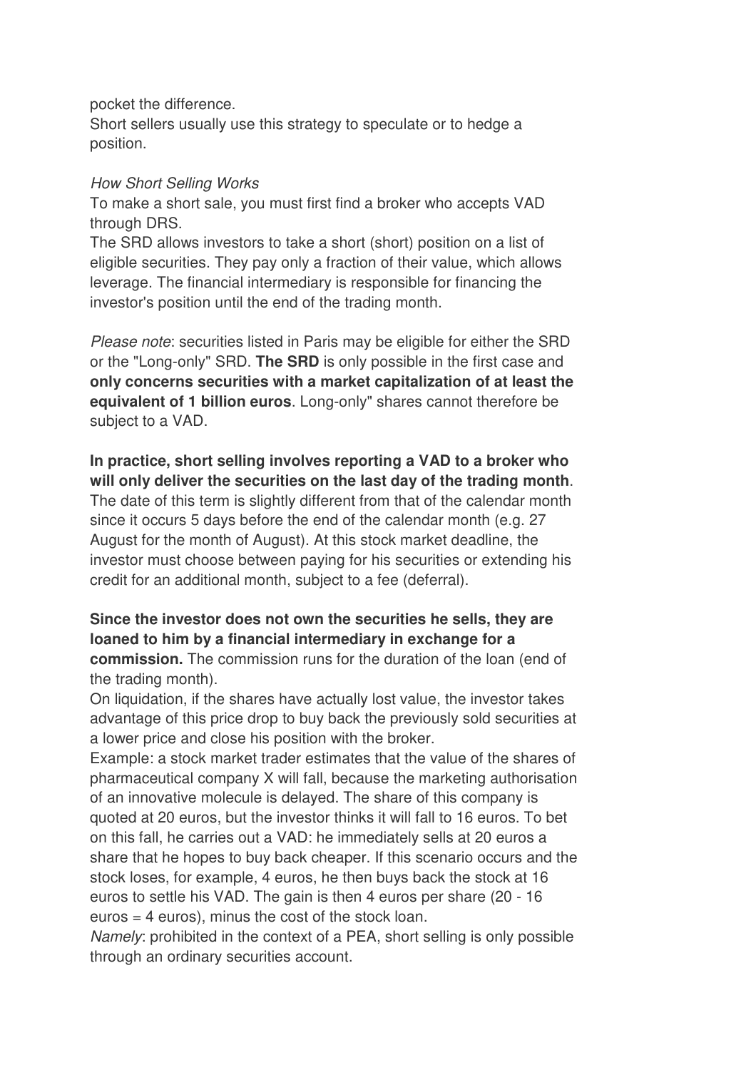pocket the difference.
Short sellers usually use this strategy to speculate or to hedge a position.

*How Short Selling Works*

To make a short sale, you must first find a broker who accepts VAD through DRS.
The SRD allows investors to take a short (short) position on a list of eligible securities. They pay only a fraction of their value, which allows leverage. The financial intermediary is responsible for financing the investor's position until the end of the trading month.

*Please note*: securities listed in Paris may be eligible for either the SRD or the "Long-only" SRD. **The SRD** is only possible in the first case and **only concerns securities with a market capitalization of at least the equivalent of 1 billion euros**. Long-only" shares cannot therefore be subject to a VAD.

**In practice, short selling involves reporting a VAD to a broker who will only deliver the securities on the last day of the trading month**. The date of this term is slightly different from that of the calendar month since it occurs 5 days before the end of the calendar month (e.g. 27 August for the month of August). At this stock market deadline, the investor must choose between paying for his securities or extending his credit for an additional month, subject to a fee (deferral).

**Since the investor does not own the securities he sells, they are loaned to him by a financial intermediary in exchange for a commission.** The commission runs for the duration of the loan (end of the trading month).
On liquidation, if the shares have actually lost value, the investor takes advantage of this price drop to buy back the previously sold securities at a lower price and close his position with the broker.
Example: a stock market trader estimates that the value of the shares of pharmaceutical company X will fall, because the marketing authorisation of an innovative molecule is delayed. The share of this company is quoted at 20 euros, but the investor thinks it will fall to 16 euros. To bet on this fall, he carries out a VAD: he immediately sells at 20 euros a share that he hopes to buy back cheaper. If this scenario occurs and the stock loses, for example, 4 euros, he then buys back the stock at 16 euros to settle his VAD. The gain is then 4 euros per share (20 - 16 euros = 4 euros), minus the cost of the stock loan.
*Namely*: prohibited in the context of a PEA, short selling is only possible through an ordinary securities account.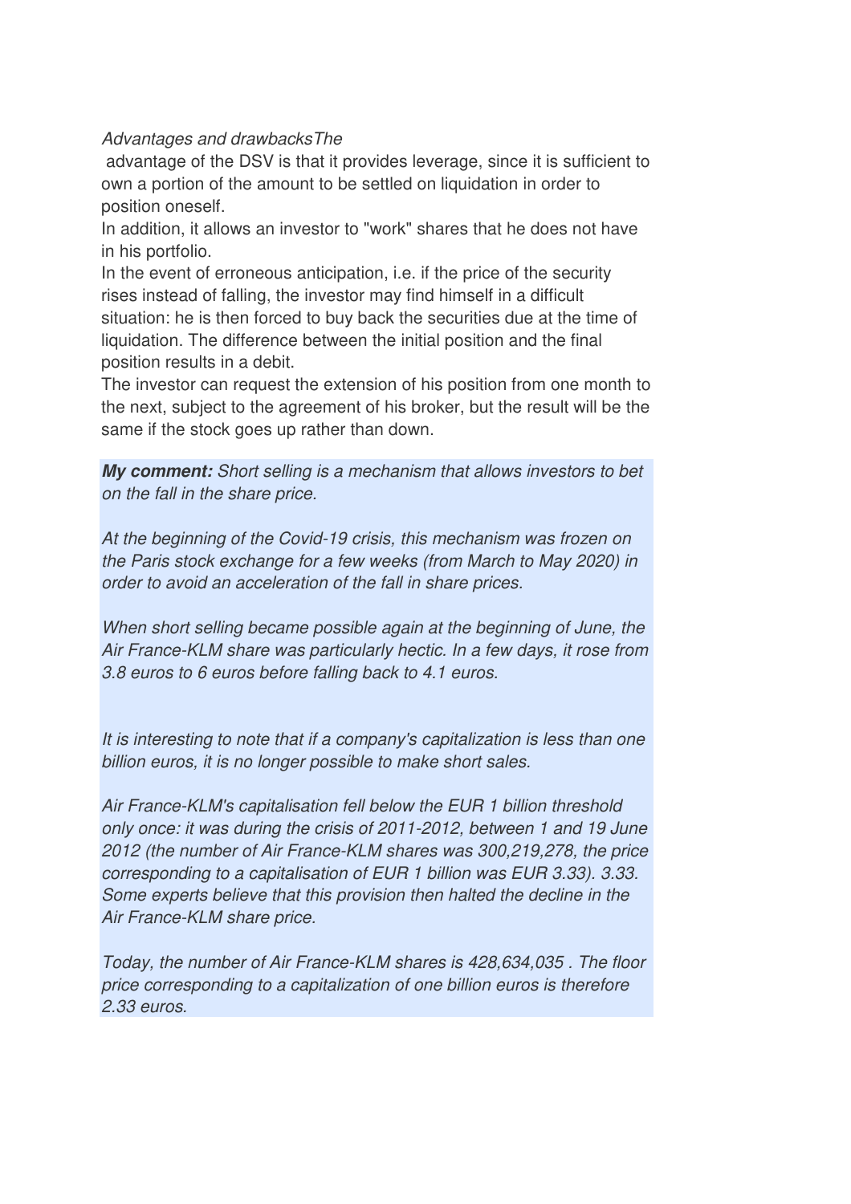*Advantages and drawbacksThe*

advantage of the DSV is that it provides leverage, since it is sufficient to own a portion of the amount to be settled on liquidation in order to position oneself.

In addition, it allows an investor to "work" shares that he does not have in his portfolio.

In the event of erroneous anticipation, i.e. if the price of the security rises instead of falling, the investor may find himself in a difficult situation: he is then forced to buy back the securities due at the time of liquidation. The difference between the initial position and the final position results in a debit.

The investor can request the extension of his position from one month to the next, subject to the agreement of his broker, but the result will be the same if the stock goes up rather than down.

***My comment:*** *Short selling is a mechanism that allows investors to bet on the fall in the share price.*

*At the beginning of the Covid-19 crisis, this mechanism was frozen on the Paris stock exchange for a few weeks (from March to May 2020) in order to avoid an acceleration of the fall in share prices.*

*When short selling became possible again at the beginning of June, the Air France-KLM share was particularly hectic. In a few days, it rose from 3.8 euros to 6 euros before falling back to 4.1 euros.*

*It is interesting to note that if a company's capitalization is less than one billion euros, it is no longer possible to make short sales.*

*Air France-KLM's capitalisation fell below the EUR 1 billion threshold only once: it was during the crisis of 2011-2012, between 1 and 19 June 2012 (the number of Air France-KLM shares was 300,219,278, the price corresponding to a capitalisation of EUR 1 billion was EUR 3.33). 3.33. Some experts believe that this provision then halted the decline in the Air France-KLM share price.*

*Today, the number of Air France-KLM shares is 428,634,035 . The floor price corresponding to a capitalization of one billion euros is therefore 2.33 euros.*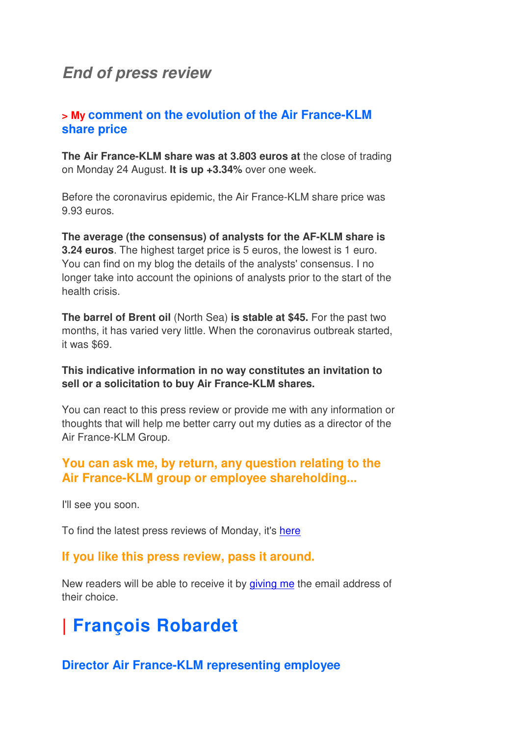## *End of press review*

### > My comment on the evolution of the Air France-KLM share price

**The Air France-KLM share was at 3.803 euros at** the close of trading on Monday 24 August. **It is up +3.34%** over one week.

Before the coronavirus epidemic, the Air France-KLM share price was 9.93 euros.

**The average (the consensus) of analysts for the AF-KLM share is 3.24 euros**. The highest target price is 5 euros, the lowest is 1 euro. You can find on my blog the details of the analysts' consensus. I no longer take into account the opinions of analysts prior to the start of the health crisis.

**The barrel of Brent oil** (North Sea) **is stable at $45.** For the past two months, it has varied very little. When the coronavirus outbreak started, it was $69.

**This indicative information in no way constitutes an invitation to sell or a solicitation to buy Air France-KLM shares.**

You can react to this press review or provide me with any information or thoughts that will help me better carry out my duties as a director of the Air France-KLM Group.

### You can ask me, by return, any question relating to the Air France-KLM group or employee shareholding...

I'll see you soon.

To find the latest press reviews of Monday, it's [here]()

### If you like this press review, pass it around.

New readers will be able to receive it by [giving me]() the email address of their choice.

# | François Robardet

### Director Air France-KLM representing employee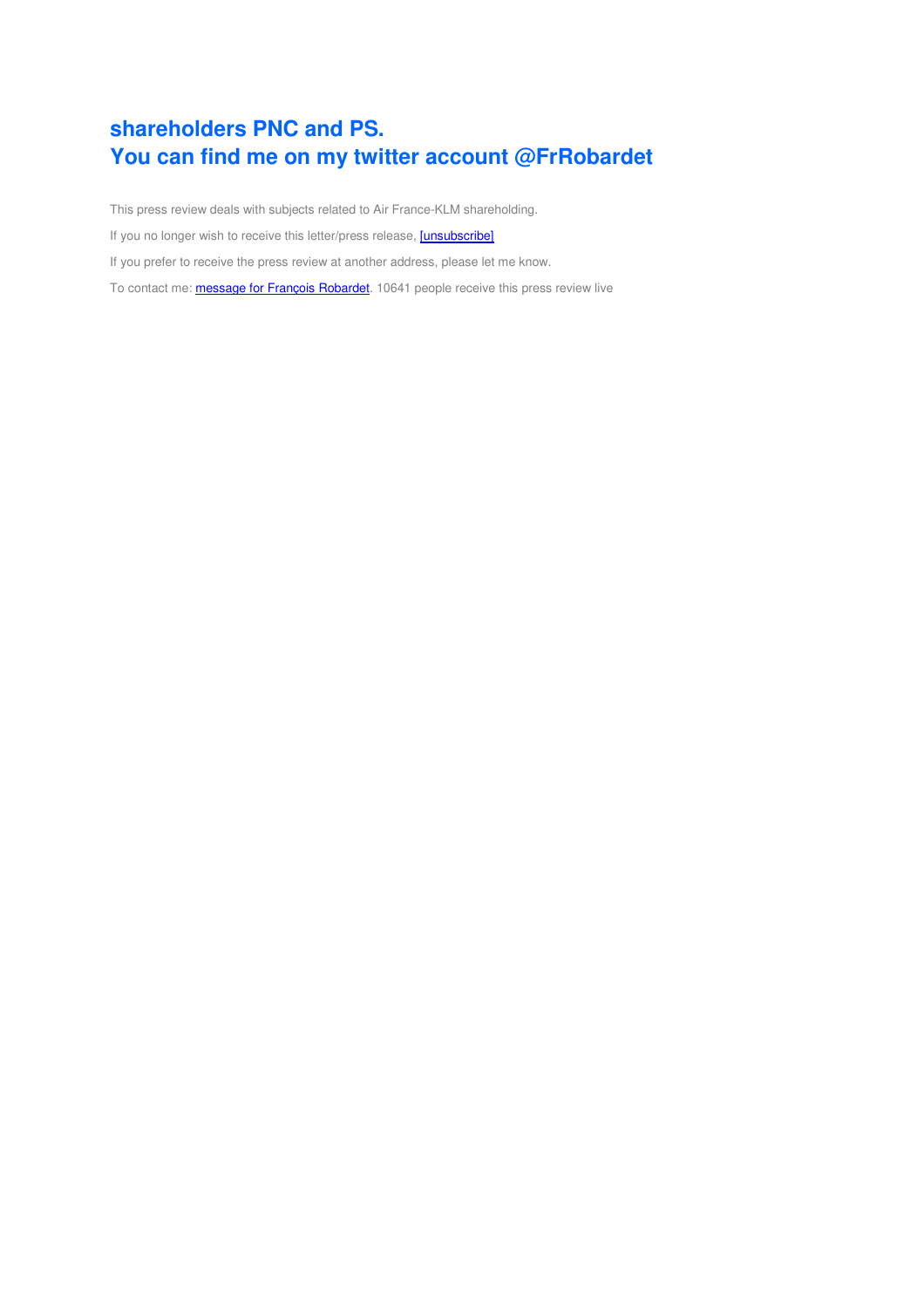**shareholders PNC and PS.**
**You can find me on my twitter account @FrRobardet**

This press review deals with subjects related to Air France-KLM shareholding.

If you no longer wish to receive this letter/press release, [unsubscribe]

If you prefer to receive the press review at another address, please let me know.

To contact me: message for François Robardet. 10641 people receive this press review live